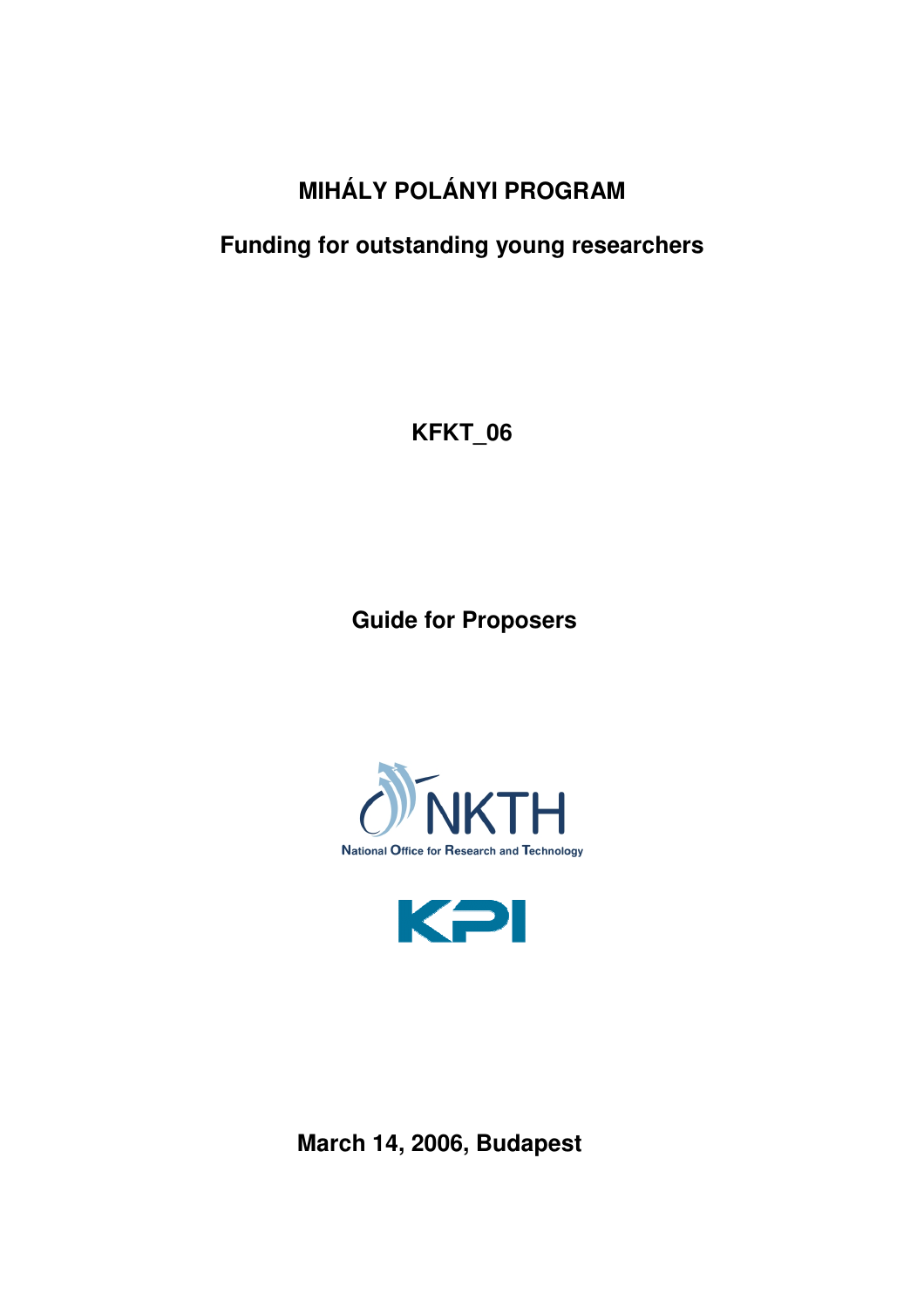# MIHÁLY POLÁNYI PROGRAM

## Funding for outstanding young researchers

**KFKT_06**

**Guide for Proposers**

NKTH

National Office for Research and Technology

KPI

**March 14, 2006, Budapest**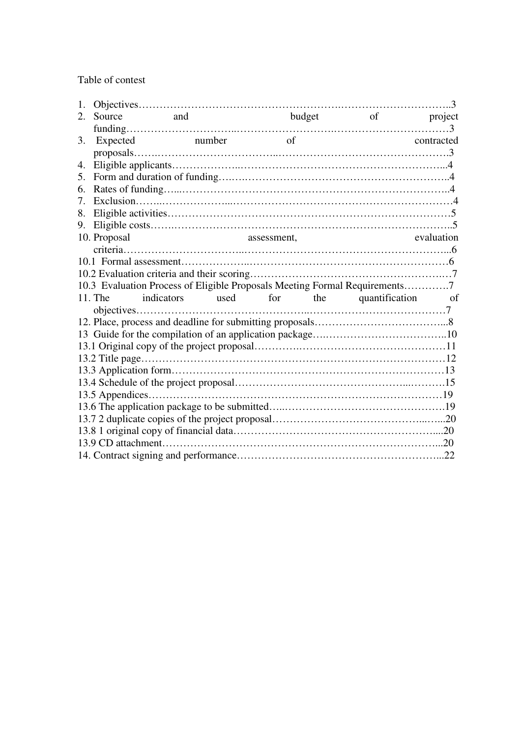Table of contest

1. Objectives……………………………………………….…………………………..3
2. Source and budget of project funding………………………..……………………….…………………….………3
3. Expected number of contracted proposals…….……………………………..………………………………………….3
4. Eligible applicants………………...…………………………………………………...4
5. Form and duration of funding….….………………………………………………..4
6. Rates of funding…...…………………………………………………………………..4
7. Exclusion……...………………...……………………………………………………4
8. Eligible activities………………………………………………………………………5
9. Eligible costs…….……………………………………….…………………………..5
10. Proposal assessment, evaluation criteria…………………………...……………………………………………………...6

10.1 Formal assessment……………..…………………………………………………6
10.2 Evaluation criteria and their scoring……………………………………………….…7
10.3 Evaluation Process of Eligible Proposals Meeting Formal Requirements………….7
11. The indicators used for the quantification of objectives……………………………………..…………………………………7
12. Place, process and deadline for submitting proposals………………………………...8
13 Guide for the compilation of an application package….……………………………..10
13.1 Original copy of the project proposal……….……………………………….……11
13.2 Title page……………………………………………………………………………12
13.3 Application form……………………………………………………………………13
13.4 Schedule of the project proposal…………………………………………...……….15
13.5 Appendices………………………………………………………………….……19
13.6 The application package to be submitted…..…………………………………………19
13.7 2 duplicate copies of the project proposal……………………………………...…...20
13.8 1 original copy of financial data…………………………………………………....20
13.9 CD attachment……………………………………………………………………...20
14. Contract signing and performance…………………………………………………...22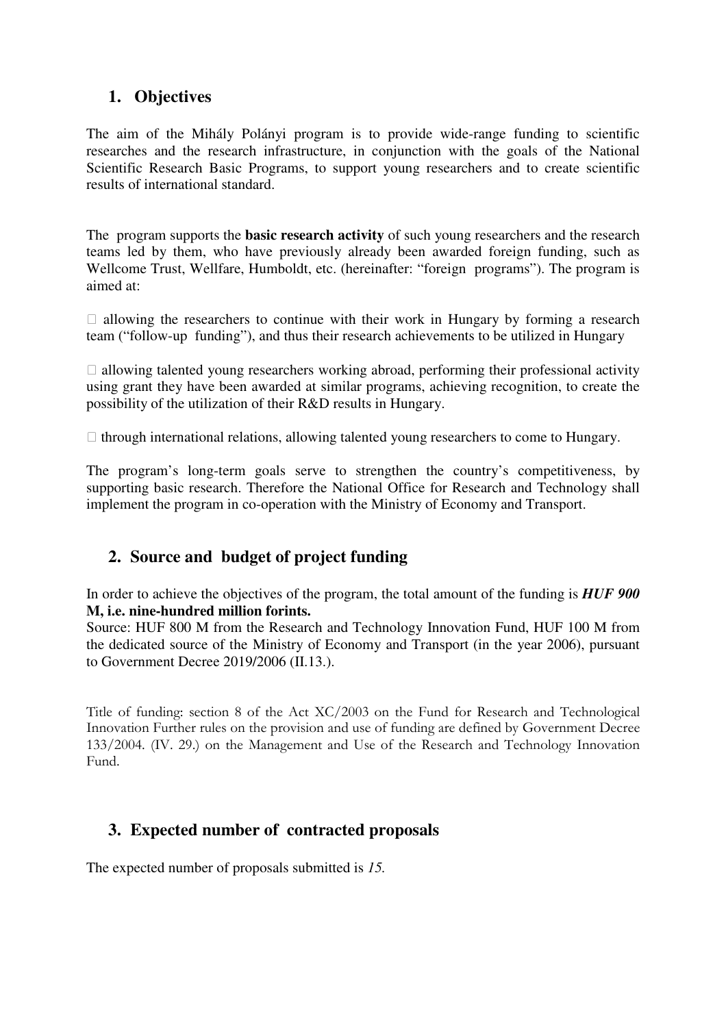## 1. Objectives

The aim of the Mihály Polányi program is to provide wide-range funding to scientific researches and the research infrastructure, in conjunction with the goals of the National Scientific Research Basic Programs, to support young researchers and to create scientific results of international standard.

The program supports the **basic research activity** of such young researchers and the research teams led by them, who have previously already been awarded foreign funding, such as Wellcome Trust, Wellfare, Humboldt, etc. (hereinafter: "foreign programs"). The program is aimed at:

- allowing the researchers to continue with their work in Hungary by forming a research team ("follow-up funding"), and thus their research achievements to be utilized in Hungary
- allowing talented young researchers working abroad, performing their professional activity using grant they have been awarded at similar programs, achieving recognition, to create the possibility of the utilization of their R&D results in Hungary.
- through international relations, allowing talented young researchers to come to Hungary.

The program's long-term goals serve to strengthen the country's competitiveness, by supporting basic research. Therefore the National Office for Research and Technology shall implement the program in co-operation with the Ministry of Economy and Transport.

## 2. Source and budget of project funding

In order to achieve the objectives of the program, the total amount of the funding is ***HUF 900* M, i.e. nine-hundred million forints.**
Source: HUF 800 M from the Research and Technology Innovation Fund, HUF 100 M from the dedicated source of the Ministry of Economy and Transport (in the year 2006), pursuant to Government Decree 2019/2006 (II.13.).

Title of funding: section 8 of the Act XC/2003 on the Fund for Research and Technological Innovation Further rules on the provision and use of funding are defined by Government Decree 133/2004. (IV. 29.) on the Management and Use of the Research and Technology Innovation Fund.

## 3. Expected number of contracted proposals

The expected number of proposals submitted is *15.*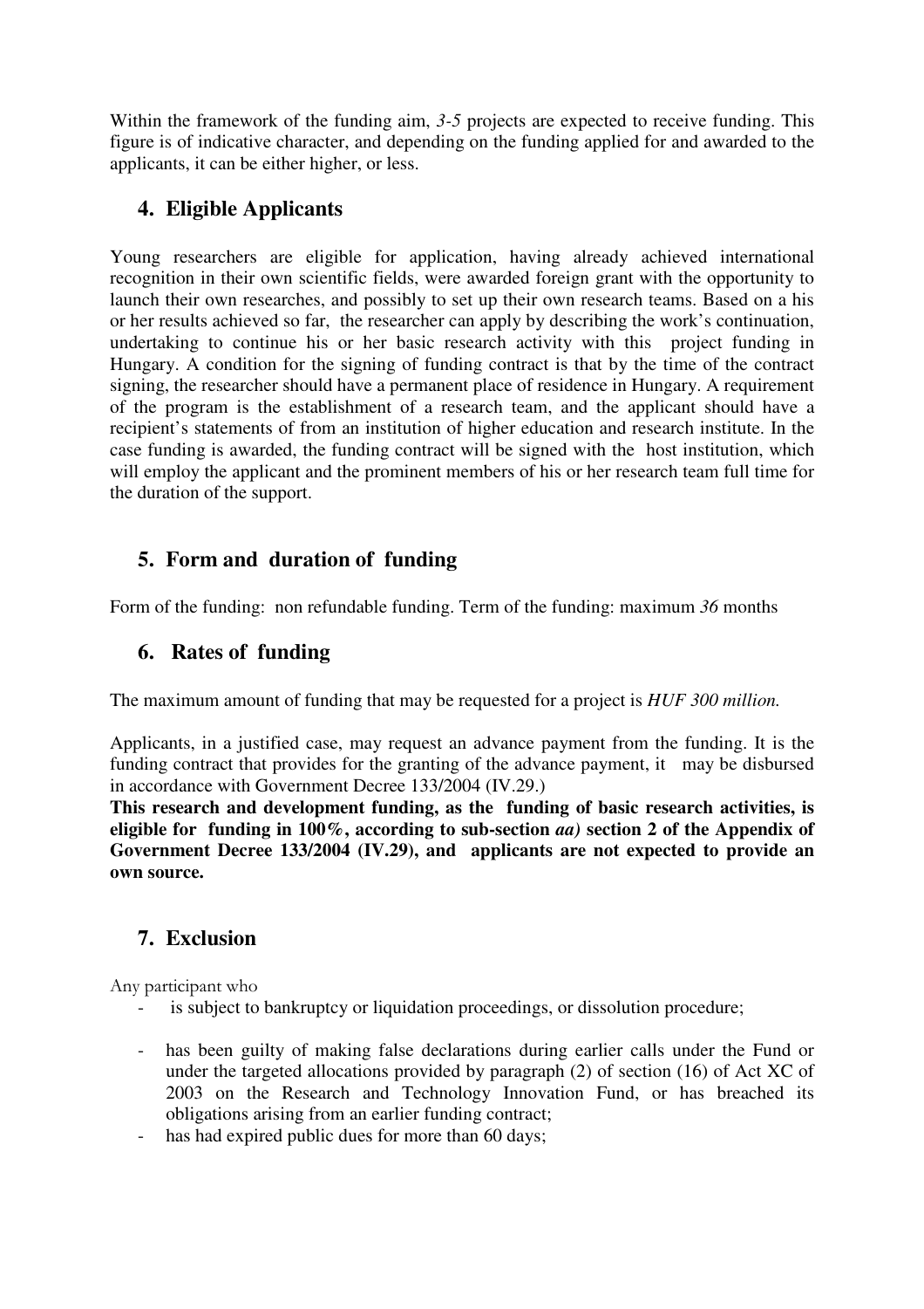Within the framework of the funding aim, *3-5* projects are expected to receive funding. This figure is of indicative character, and depending on the funding applied for and awarded to the applicants, it can be either higher, or less.

## 4. Eligible Applicants

Young researchers are eligible for application, having already achieved international recognition in their own scientific fields, were awarded foreign grant with the opportunity to launch their own researches, and possibly to set up their own research teams. Based on a his or her results achieved so far, the researcher can apply by describing the work's continuation, undertaking to continue his or her basic research activity with this project funding in Hungary. A condition for the signing of funding contract is that by the time of the contract signing, the researcher should have a permanent place of residence in Hungary. A requirement of the program is the establishment of a research team, and the applicant should have a recipient's statements of from an institution of higher education and research institute. In the case funding is awarded, the funding contract will be signed with the host institution, which will employ the applicant and the prominent members of his or her research team full time for the duration of the support.

## 5. Form and duration of funding

Form of the funding: non refundable funding. Term of the funding: maximum *36* months

## 6. Rates of funding

The maximum amount of funding that may be requested for a project is *HUF 300 million.*

Applicants, in a justified case, may request an advance payment from the funding. It is the funding contract that provides for the granting of the advance payment, it may be disbursed in accordance with Government Decree 133/2004 (IV.29.)

**This research and development funding, as the funding of basic research activities, is eligible for funding in 100%, according to sub-section *aa)* section 2 of the Appendix of Government Decree 133/2004 (IV.29), and applicants are not expected to provide an own source.**

## 7. Exclusion

Any participant who

- is subject to bankruptcy or liquidation proceedings, or dissolution procedure;
- has been guilty of making false declarations during earlier calls under the Fund or under the targeted allocations provided by paragraph (2) of section (16) of Act XC of 2003 on the Research and Technology Innovation Fund, or has breached its obligations arising from an earlier funding contract;
- has had expired public dues for more than 60 days;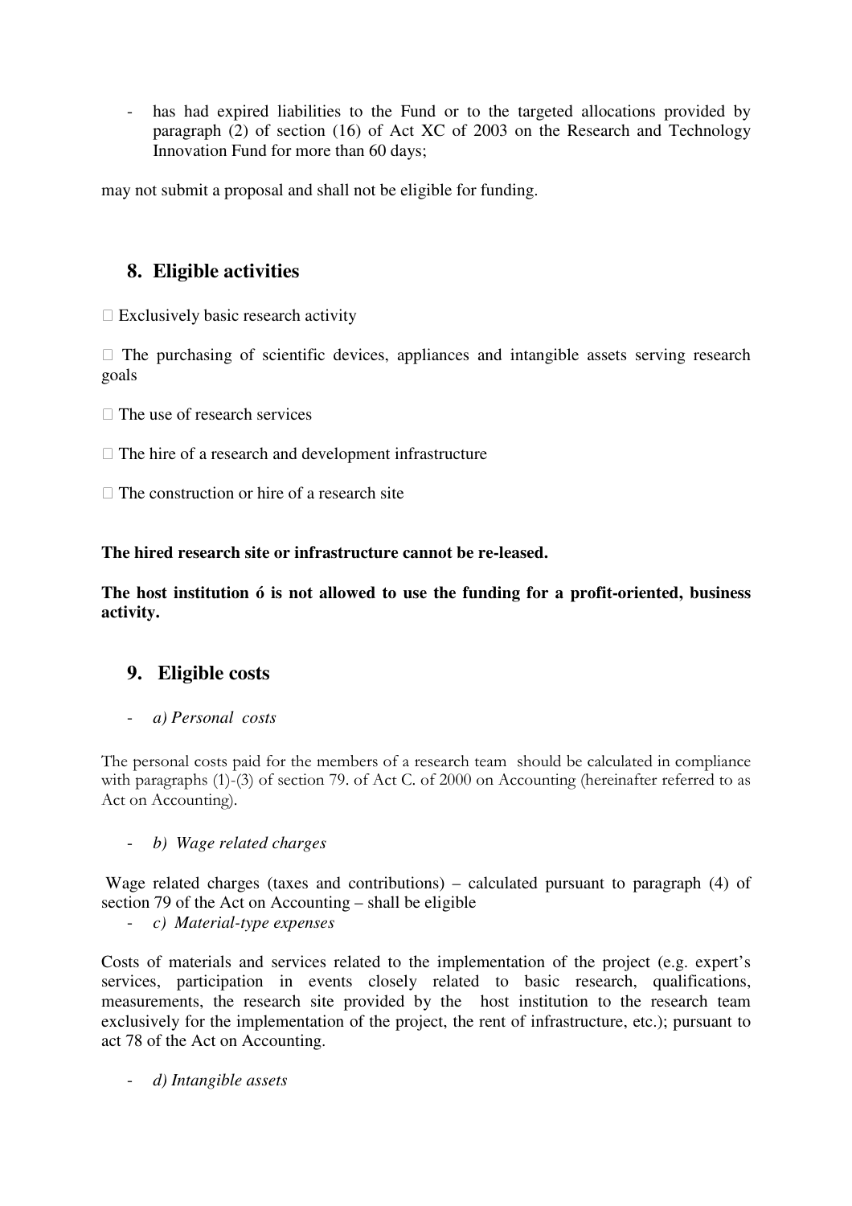- has had expired liabilities to the Fund or to the targeted allocations provided by paragraph (2) of section (16) of Act XC of 2003 on the Research and Technology Innovation Fund for more than 60 days;

may not submit a proposal and shall not be eligible for funding.

## 8. Eligible activities

- Exclusively basic research activity
- The purchasing of scientific devices, appliances and intangible assets serving research goals
- The use of research services
- The hire of a research and development infrastructure
- The construction or hire of a research site

**The hired research site or infrastructure cannot be re-leased.**

**The host institution ó is not allowed to use the funding for a profit-oriented, business activity.**

## 9. Eligible costs

- *a) Personal costs*

The personal costs paid for the members of a research team should be calculated in compliance with paragraphs (1)-(3) of section 79. of Act C. of 2000 on Accounting (hereinafter referred to as Act on Accounting).

- *b) Wage related charges*

Wage related charges (taxes and contributions) – calculated pursuant to paragraph (4) of section 79 of the Act on Accounting – shall be eligible

- *c) Material-type expenses*

Costs of materials and services related to the implementation of the project (e.g. expert's services, participation in events closely related to basic research, qualifications, measurements, the research site provided by the host institution to the research team exclusively for the implementation of the project, the rent of infrastructure, etc.); pursuant to act 78 of the Act on Accounting.

- *d) Intangible assets*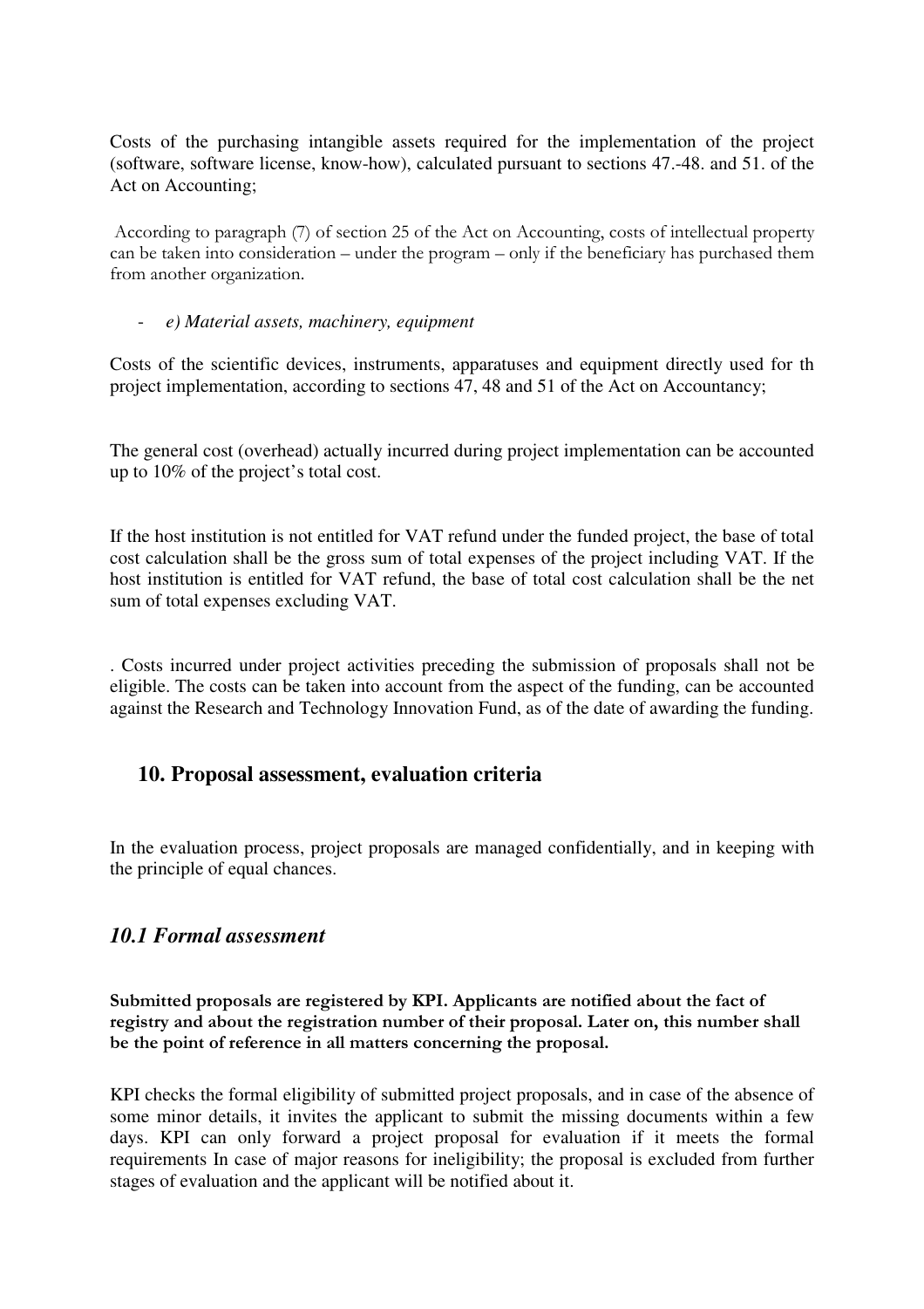Costs of the purchasing intangible assets required for the implementation of the project (software, software license, know-how), calculated pursuant to sections 47.-48. and 51. of the Act on Accounting;

According to paragraph (7) of section 25 of the Act on Accounting, costs of intellectual property can be taken into consideration – under the program – only if the beneficiary has purchased them from another organization.

- *e) Material assets, machinery, equipment*

Costs of the scientific devices, instruments, apparatuses and equipment directly used for th project implementation, according to sections 47, 48 and 51 of the Act on Accountancy;

The general cost (overhead) actually incurred during project implementation can be accounted up to 10% of the project's total cost.

If the host institution is not entitled for VAT refund under the funded project, the base of total cost calculation shall be the gross sum of total expenses of the project including VAT. If the host institution is entitled for VAT refund, the base of total cost calculation shall be the net sum of total expenses excluding VAT.

. Costs incurred under project activities preceding the submission of proposals shall not be eligible. The costs can be taken into account from the aspect of the funding, can be accounted against the Research and Technology Innovation Fund, as of the date of awarding the funding.

## 10. Proposal assessment, evaluation criteria

In the evaluation process, project proposals are managed confidentially, and in keeping with the principle of equal chances.

### *10.1 Formal assessment*

**Submitted proposals are registered by KPI. Applicants are notified about the fact of registry and about the registration number of their proposal. Later on, this number shall be the point of reference in all matters concerning the proposal.**

KPI checks the formal eligibility of submitted project proposals, and in case of the absence of some minor details, it invites the applicant to submit the missing documents within a few days. KPI can only forward a project proposal for evaluation if it meets the formal requirements In case of major reasons for ineligibility; the proposal is excluded from further stages of evaluation and the applicant will be notified about it.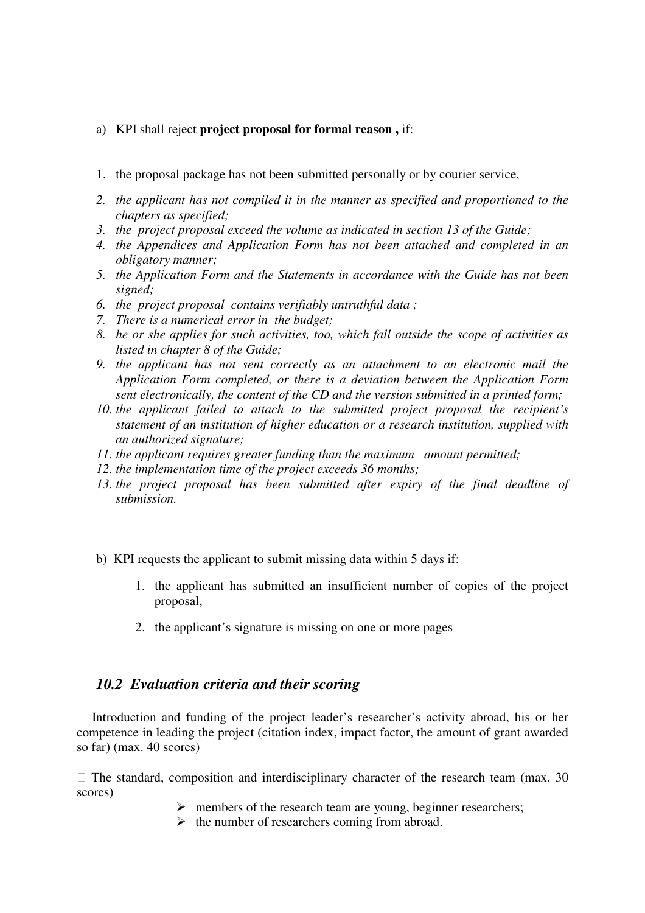a) KPI shall reject **project proposal for formal reason ,** if:

1. the proposal package has not been submitted personally or by courier service,
2. *the applicant has not compiled it in the manner as specified and proportioned to the chapters as specified;*
3. *the project proposal exceed the volume as indicated in section 13 of the Guide;*
4. *the Appendices and Application Form has not been attached and completed in an obligatory manner;*
5. *the Application Form and the Statements in accordance with the Guide has not been signed;*
6. *the project proposal contains verifiably untruthful data ;*
7. *There is a numerical error in the budget;*
8. *he or she applies for such activities, too, which fall outside the scope of activities as listed in chapter 8 of the Guide;*
9. *the applicant has not sent correctly as an attachment to an electronic mail the Application Form completed, or there is a deviation between the Application Form sent electronically, the content of the CD and the version submitted in a printed form;*
10. *the applicant failed to attach to the submitted project proposal the recipient's statement of an institution of higher education or a research institution, supplied with an authorized signature;*
11. *the applicant requires greater funding than the maximum amount permitted;*
12. *the implementation time of the project exceeds 36 months;*
13. *the project proposal has been submitted after expiry of the final deadline of submission.*

b) KPI requests the applicant to submit missing data within 5 days if:

1. the applicant has submitted an insufficient number of copies of the project proposal,
2. the applicant's signature is missing on one or more pages

## *10.2 Evaluation criteria and their scoring*

- Introduction and funding of the project leader's researcher's activity abroad, his or her competence in leading the project (citation index, impact factor, the amount of grant awarded so far) (max. 40 scores)

- The standard, composition and interdisciplinary character of the research team (max. 30 scores)
  - members of the research team are young, beginner researchers;
  - the number of researchers coming from abroad.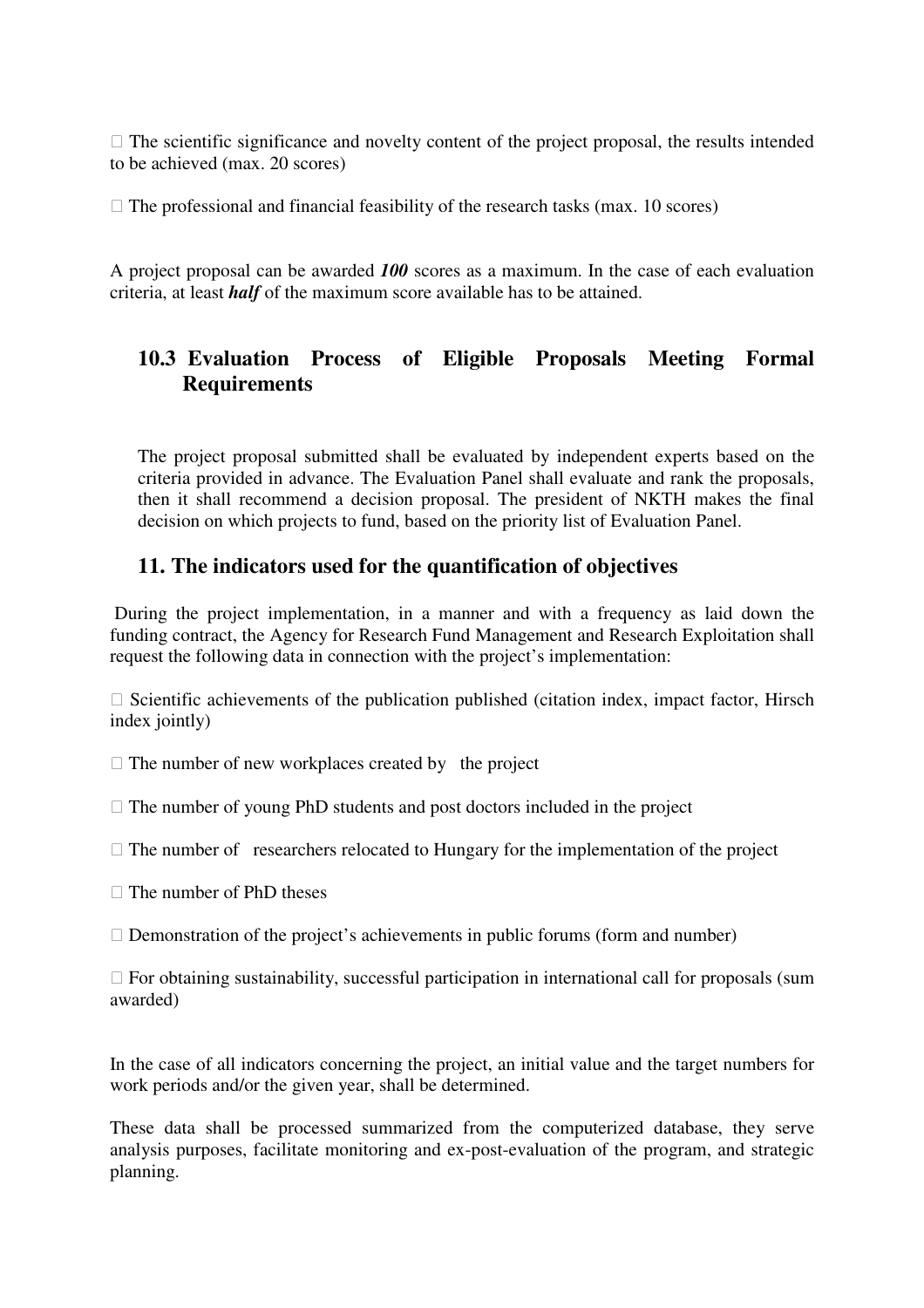- The scientific significance and novelty content of the project proposal, the results intended to be achieved (max. 20 scores)
- The professional and financial feasibility of the research tasks (max. 10 scores)

A project proposal can be awarded ***100*** scores as a maximum. In the case of each evaluation criteria, at least ***half*** of the maximum score available has to be attained.

## 10.3 Evaluation Process of Eligible Proposals Meeting Formal Requirements

The project proposal submitted shall be evaluated by independent experts based on the criteria provided in advance. The Evaluation Panel shall evaluate and rank the proposals, then it shall recommend a decision proposal. The president of NKTH makes the final decision on which projects to fund, based on the priority list of Evaluation Panel.

## 11. The indicators used for the quantification of objectives

During the project implementation, in a manner and with a frequency as laid down the funding contract, the Agency for Research Fund Management and Research Exploitation shall request the following data in connection with the project's implementation:

- Scientific achievements of the publication published (citation index, impact factor, Hirsch index jointly)
- The number of new workplaces created by the project
- The number of young PhD students and post doctors included in the project
- The number of researchers relocated to Hungary for the implementation of the project
- The number of PhD theses
- Demonstration of the project's achievements in public forums (form and number)
- For obtaining sustainability, successful participation in international call for proposals (sum awarded)

In the case of all indicators concerning the project, an initial value and the target numbers for work periods and/or the given year, shall be determined.

These data shall be processed summarized from the computerized database, they serve analysis purposes, facilitate monitoring and ex-post-evaluation of the program, and strategic planning.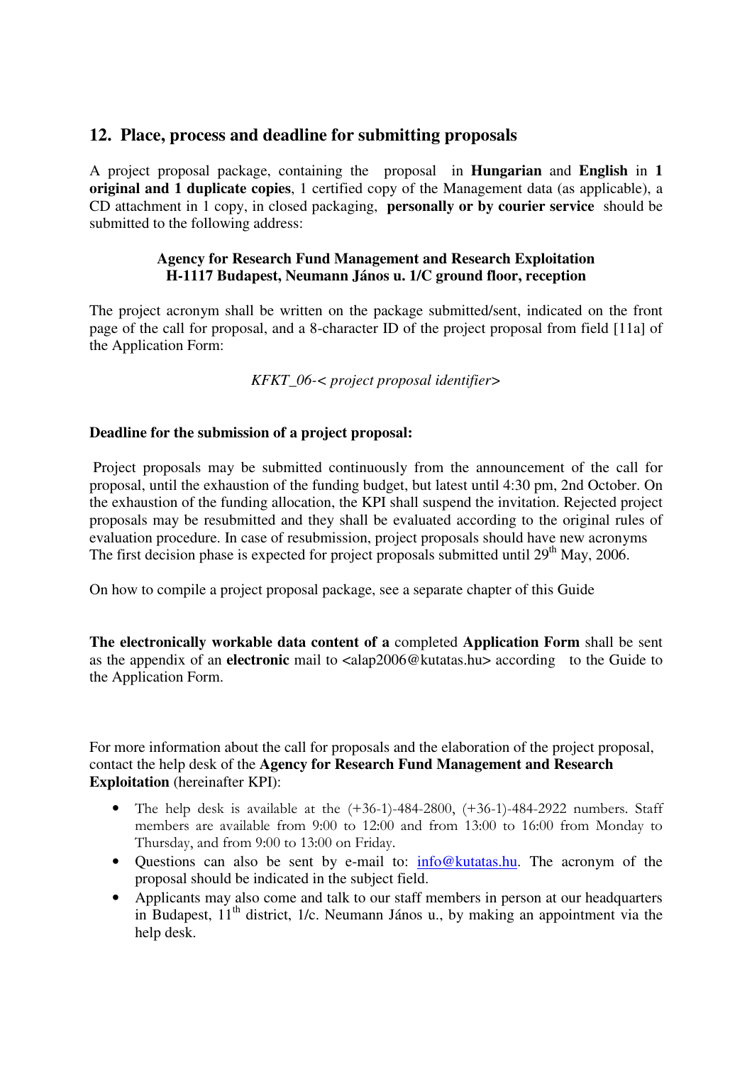## 12. Place, process and deadline for submitting proposals

A project proposal package, containing the proposal in **Hungarian** and **English** in **1 original and 1 duplicate copies**, 1 certified copy of the Management data (as applicable), a CD attachment in 1 copy, in closed packaging, **personally or by courier service** should be submitted to the following address:

**Agency for Research Fund Management and Research Exploitation**
**H-1117 Budapest, Neumann János u. 1/C ground floor, reception**

The project acronym shall be written on the package submitted/sent, indicated on the front page of the call for proposal, and a 8-character ID of the project proposal from field [11a] of the Application Form:

*KFKT_06-< project proposal identifier>*

**Deadline for the submission of a project proposal:**

Project proposals may be submitted continuously from the announcement of the call for proposal, until the exhaustion of the funding budget, but latest until 4:30 pm, 2nd October. On the exhaustion of the funding allocation, the KPI shall suspend the invitation. Rejected project proposals may be resubmitted and they shall be evaluated according to the original rules of evaluation procedure. In case of resubmission, project proposals should have new acronyms
The first decision phase is expected for project proposals submitted until 29th May, 2006.

On how to compile a project proposal package, see a separate chapter of this Guide

**The electronically workable data content of a** completed **Application Form** shall be sent as the appendix of an **electronic** mail to <alap2006@kutatas.hu> according to the Guide to the Application Form.

For more information about the call for proposals and the elaboration of the project proposal, contact the help desk of the **Agency for Research Fund Management and Research Exploitation** (hereinafter KPI):

- The help desk is available at the (+36-1)-484-2800, (+36-1)-484-2922 numbers. Staff members are available from 9:00 to 12:00 and from 13:00 to 16:00 from Monday to Thursday, and from 9:00 to 13:00 on Friday.
- Questions can also be sent by e-mail to: info@kutatas.hu. The acronym of the proposal should be indicated in the subject field.
- Applicants may also come and talk to our staff members in person at our headquarters in Budapest, 11th district, 1/c. Neumann János u., by making an appointment via the help desk.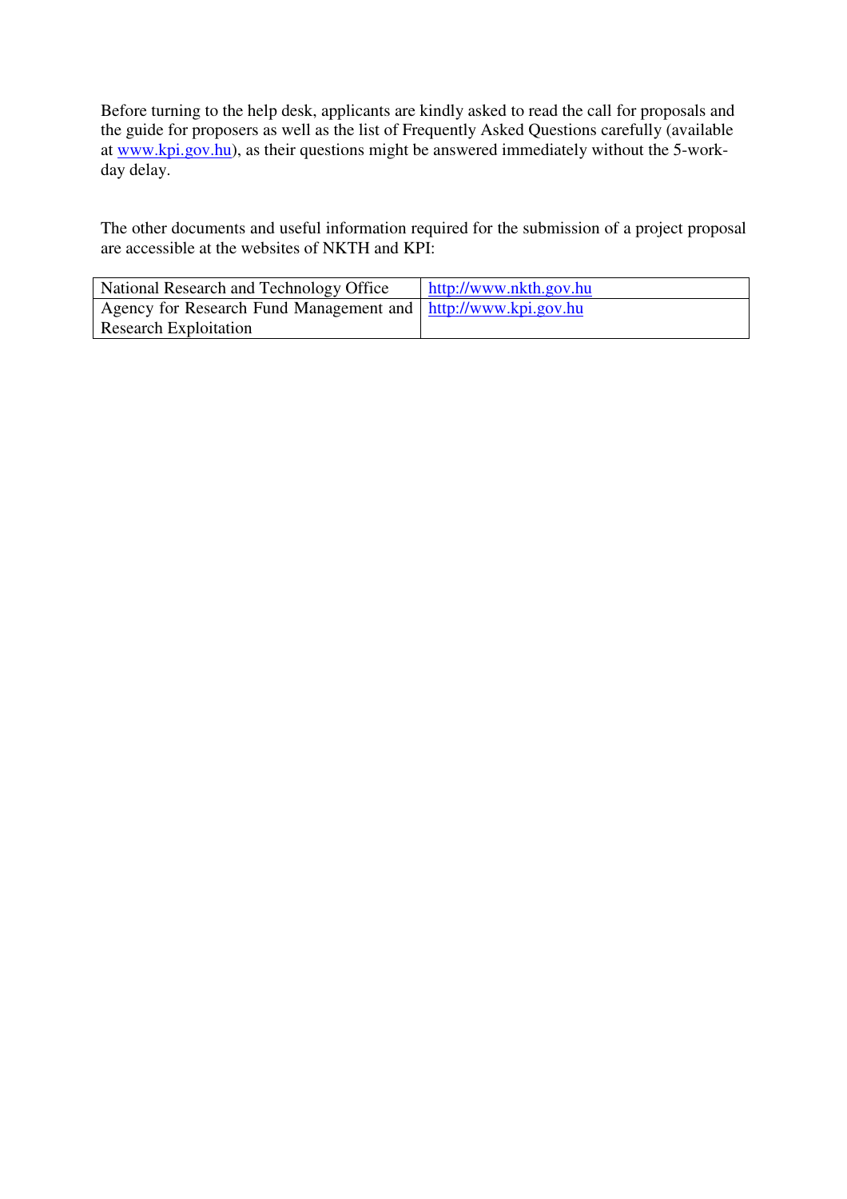Before turning to the help desk, applicants are kindly asked to read the call for proposals and the guide for proposers as well as the list of Frequently Asked Questions carefully (available at www.kpi.gov.hu), as their questions might be answered immediately without the 5-work-day delay.

The other documents and useful information required for the submission of a project proposal are accessible at the websites of NKTH and KPI:

| | |
|---|---|
| National Research and Technology Office | http://www.nkth.gov.hu |
| Agency for Research Fund Management and Research Exploitation | http://www.kpi.gov.hu |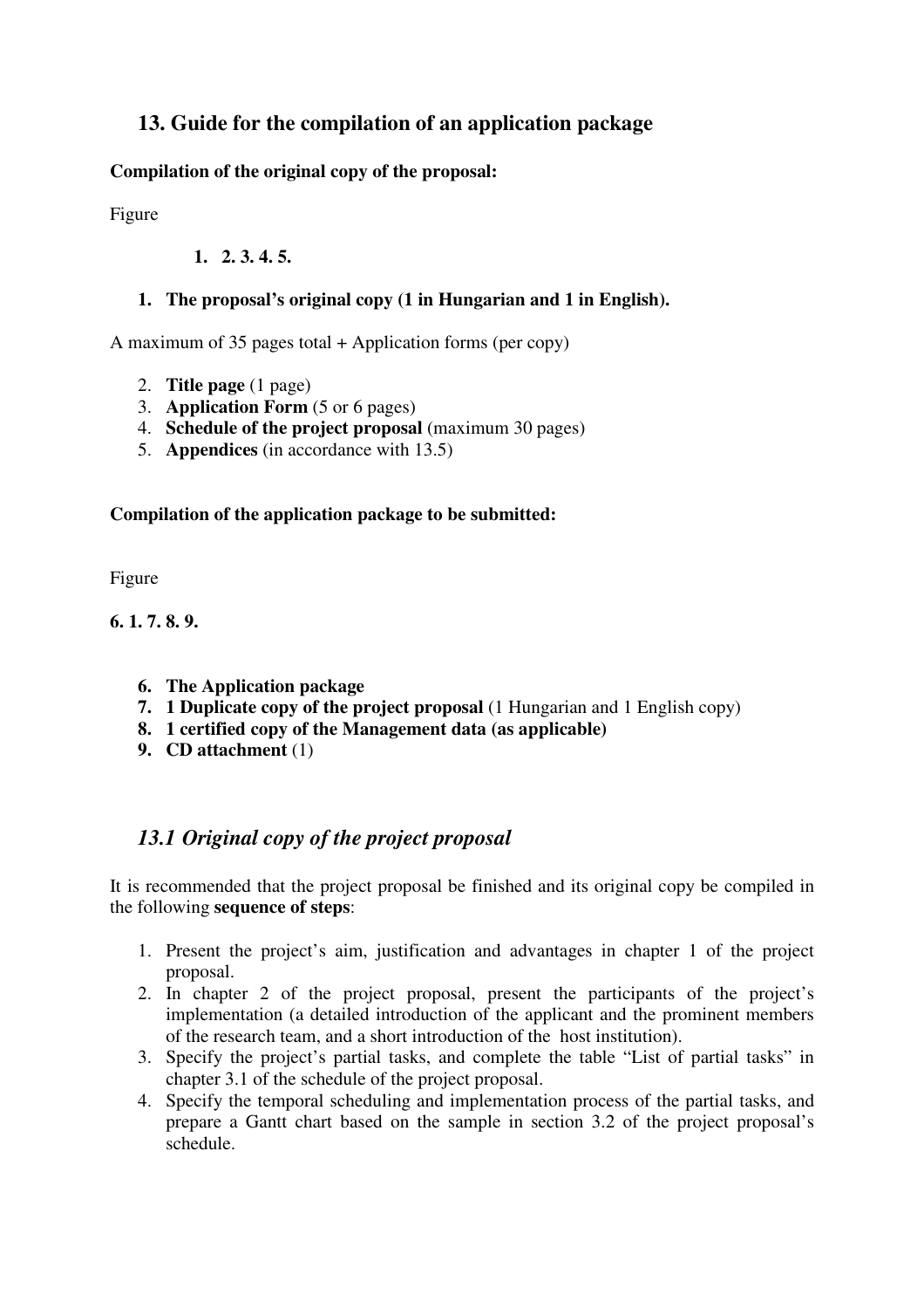## 13. Guide for the compilation of an application package

**Compilation of the original copy of the proposal:**

Figure

**1. 2. 3. 4. 5.**

1. **The proposal's original copy (1 in Hungarian and 1 in English).**

A maximum of 35 pages total + Application forms (per copy)

2. **Title page** (1 page)
3. **Application Form** (5 or 6 pages)
4. **Schedule of the project proposal** (maximum 30 pages)
5. **Appendices** (in accordance with 13.5)

**Compilation of the application package to be submitted:**

Figure

**6. 1. 7. 8. 9.**

6. **The Application package**
7. **1 Duplicate copy of the project proposal** (1 Hungarian and 1 English copy)
8. **1 certified copy of the Management data (as applicable)**
9. **CD attachment** (1)

### *13.1 Original copy of the project proposal*

It is recommended that the project proposal be finished and its original copy be compiled in the following **sequence of steps**:

1. Present the project's aim, justification and advantages in chapter 1 of the project proposal.
2. In chapter 2 of the project proposal, present the participants of the project's implementation (a detailed introduction of the applicant and the prominent members of the research team, and a short introduction of the host institution).
3. Specify the project's partial tasks, and complete the table "List of partial tasks" in chapter 3.1 of the schedule of the project proposal.
4. Specify the temporal scheduling and implementation process of the partial tasks, and prepare a Gantt chart based on the sample in section 3.2 of the project proposal's schedule.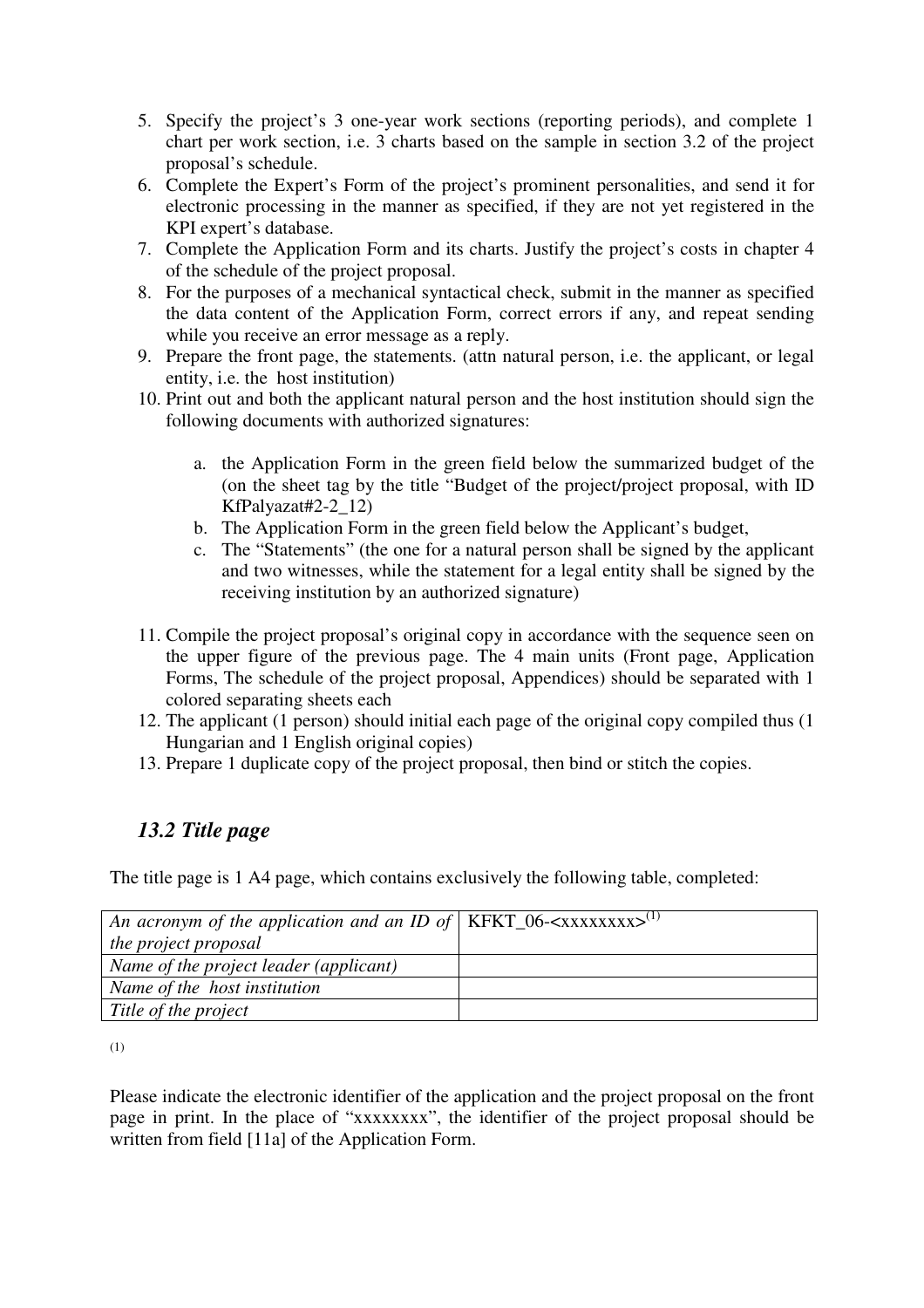5. Specify the project's 3 one-year work sections (reporting periods), and complete 1 chart per work section, i.e. 3 charts based on the sample in section 3.2 of the project proposal's schedule.
6. Complete the Expert's Form of the project's prominent personalities, and send it for electronic processing in the manner as specified, if they are not yet registered in the KPI expert's database.
7. Complete the Application Form and its charts. Justify the project's costs in chapter 4 of the schedule of the project proposal.
8. For the purposes of a mechanical syntactical check, submit in the manner as specified the data content of the Application Form, correct errors if any, and repeat sending while you receive an error message as a reply.
9. Prepare the front page, the statements. (attn natural person, i.e. the applicant, or legal entity, i.e. the host institution)
10. Print out and both the applicant natural person and the host institution should sign the following documents with authorized signatures:

    a. the Application Form in the green field below the summarized budget of the (on the sheet tag by the title "Budget of the project/project proposal, with ID KfPalyazat#2-2_12)
    b. The Application Form in the green field below the Applicant's budget,
    c. The "Statements" (the one for a natural person shall be signed by the applicant and two witnesses, while the statement for a legal entity shall be signed by the receiving institution by an authorized signature)

11. Compile the project proposal's original copy in accordance with the sequence seen on the upper figure of the previous page. The 4 main units (Front page, Application Forms, The schedule of the project proposal, Appendices) should be separated with 1 colored separating sheets each
12. The applicant (1 person) should initial each page of the original copy compiled thus (1 Hungarian and 1 English original copies)
13. Prepare 1 duplicate copy of the project proposal, then bind or stitch the copies.

## *13.2 Title page*

The title page is 1 A4 page, which contains exclusively the following table, completed:

| | |
|---|---|
| *An acronym of the application and an ID of the project proposal* | KFKT_06-<xxxxxxxx>[(1)] |
| *Name of the project leader (applicant)* | |
| *Name of the host institution* | |
| *Title of the project* | |

(1)

Please indicate the electronic identifier of the application and the project proposal on the front page in print. In the place of "xxxxxxxx", the identifier of the project proposal should be written from field [11a] of the Application Form.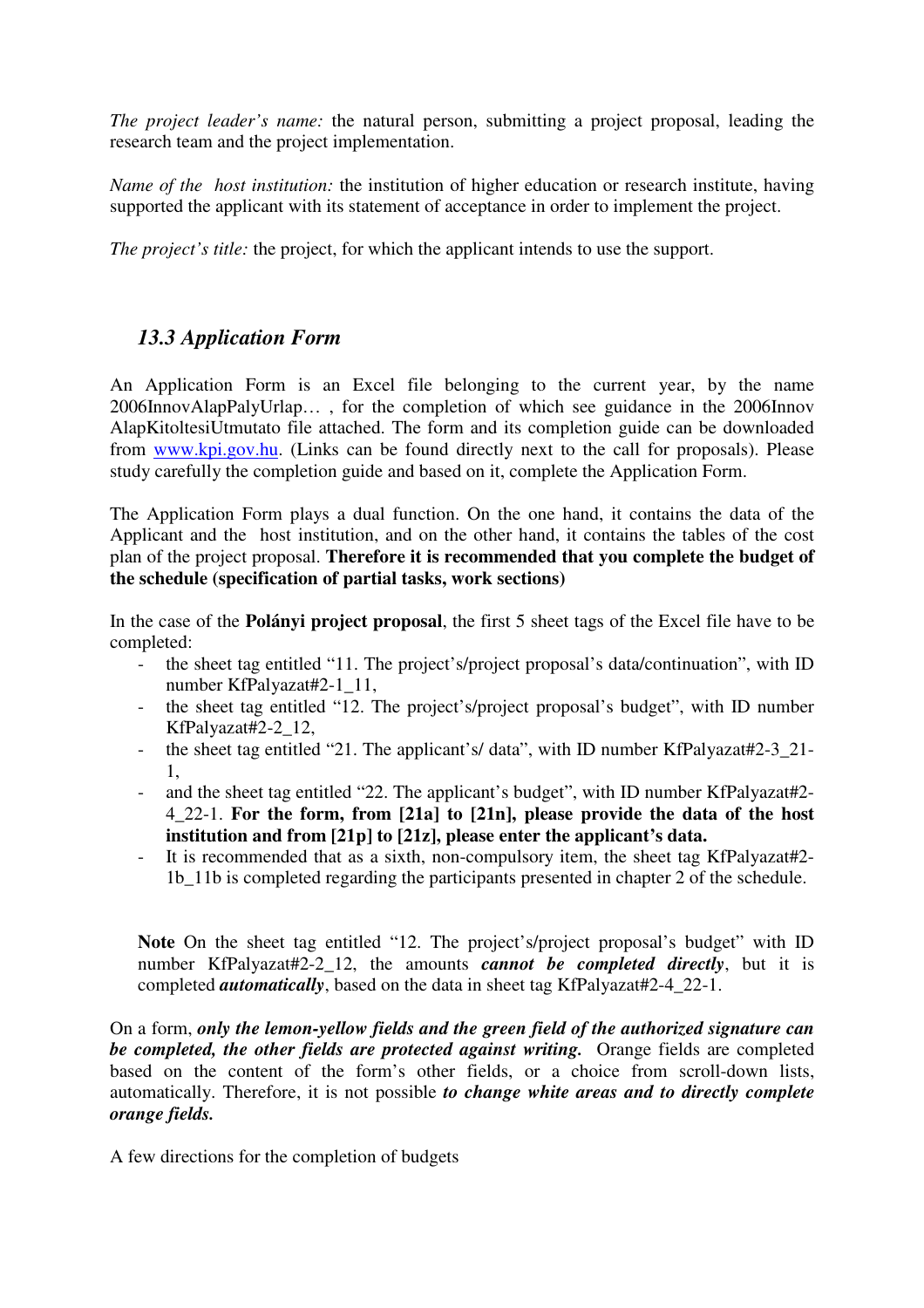*The project leader's name:* the natural person, submitting a project proposal, leading the research team and the project implementation.

*Name of the host institution:* the institution of higher education or research institute, having supported the applicant with its statement of acceptance in order to implement the project.

*The project's title:* the project, for which the applicant intends to use the support.

## *13.3 Application Form*

An Application Form is an Excel file belonging to the current year, by the name 2006InnovAlapPalyUrlap… , for the completion of which see guidance in the 2006Innov AlapKitoltesiUtmutato file attached. The form and its completion guide can be downloaded from [www.kpi.gov.hu](www.kpi.gov.hu). (Links can be found directly next to the call for proposals). Please study carefully the completion guide and based on it, complete the Application Form.

The Application Form plays a dual function. On the one hand, it contains the data of the Applicant and the host institution, and on the other hand, it contains the tables of the cost plan of the project proposal. **Therefore it is recommended that you complete the budget of the schedule (specification of partial tasks, work sections)**

In the case of the **Polányi project proposal**, the first 5 sheet tags of the Excel file have to be completed:

- the sheet tag entitled "11. The project's/project proposal's data/continuation", with ID number KfPalyazat#2-1_11,
- the sheet tag entitled "12. The project's/project proposal's budget", with ID number KfPalyazat#2-2_12,
- the sheet tag entitled "21. The applicant's/ data", with ID number KfPalyazat#2-3_21-1,
- and the sheet tag entitled "22. The applicant's budget", with ID number KfPalyazat#2-4_22-1. **For the form, from [21a] to [21n], please provide the data of the host institution and from [21p] to [21z], please enter the applicant's data.**
- It is recommended that as a sixth, non-compulsory item, the sheet tag KfPalyazat#2-1b_11b is completed regarding the participants presented in chapter 2 of the schedule.

**Note** On the sheet tag entitled "12. The project's/project proposal's budget" with ID number KfPalyazat#2-2_12, the amounts ***cannot be completed directly***, but it is completed ***automatically***, based on the data in sheet tag KfPalyazat#2-4_22-1.

On a form, ***only the lemon-yellow fields and the green field of the authorized signature can be completed, the other fields are protected against writing.*** Orange fields are completed based on the content of the form's other fields, or a choice from scroll-down lists, automatically. Therefore, it is not possible ***to change white areas and to directly complete orange fields.***

A few directions for the completion of budgets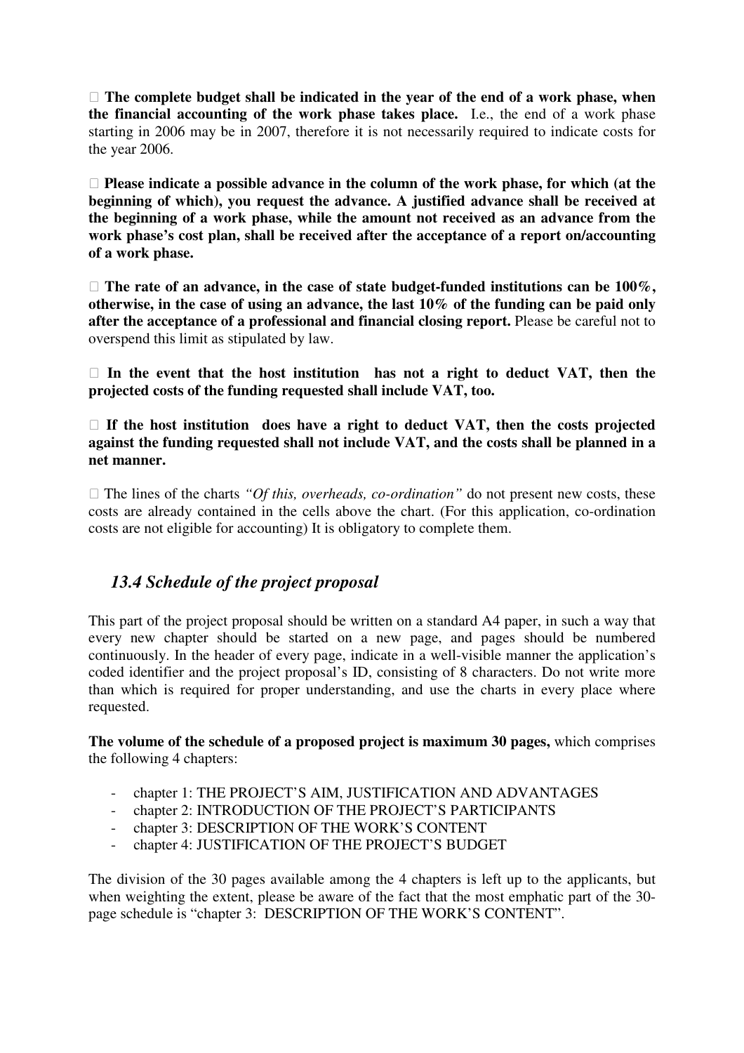-  **The complete budget shall be indicated in the year of the end of a work phase, when the financial accounting of the work phase takes place.** I.e., the end of a work phase starting in 2006 may be in 2007, therefore it is not necessarily required to indicate costs for the year 2006.

-  **Please indicate a possible advance in the column of the work phase, for which (at the beginning of which), you request the advance. A justified advance shall be received at the beginning of a work phase, while the amount not received as an advance from the work phase's cost plan, shall be received after the acceptance of a report on/accounting of a work phase.**

-  **The rate of an advance, in the case of state budget-funded institutions can be 100%, otherwise, in the case of using an advance, the last 10% of the funding can be paid only after the acceptance of a professional and financial closing report.** Please be careful not to overspend this limit as stipulated by law.

-  **In the event that the host institution has not a right to deduct VAT, then the projected costs of the funding requested shall include VAT, too.**

-  **If the host institution does have a right to deduct VAT, then the costs projected against the funding requested shall not include VAT, and the costs shall be planned in a net manner.**

-  The lines of the charts *"Of this, overheads, co-ordination"* do not present new costs, these costs are already contained in the cells above the chart. (For this application, co-ordination costs are not eligible for accounting) It is obligatory to complete them.

## *13.4 Schedule of the project proposal*

This part of the project proposal should be written on a standard A4 paper, in such a way that every new chapter should be started on a new page, and pages should be numbered continuously. In the header of every page, indicate in a well-visible manner the application's coded identifier and the project proposal's ID, consisting of 8 characters. Do not write more than which is required for proper understanding, and use the charts in every place where requested.

**The volume of the schedule of a proposed project is maximum 30 pages,** which comprises the following 4 chapters:

- chapter 1: THE PROJECT'S AIM, JUSTIFICATION AND ADVANTAGES
- chapter 2: INTRODUCTION OF THE PROJECT'S PARTICIPANTS
- chapter 3: DESCRIPTION OF THE WORK'S CONTENT
- chapter 4: JUSTIFICATION OF THE PROJECT'S BUDGET

The division of the 30 pages available among the 4 chapters is left up to the applicants, but when weighting the extent, please be aware of the fact that the most emphatic part of the 30-page schedule is "chapter 3: DESCRIPTION OF THE WORK'S CONTENT".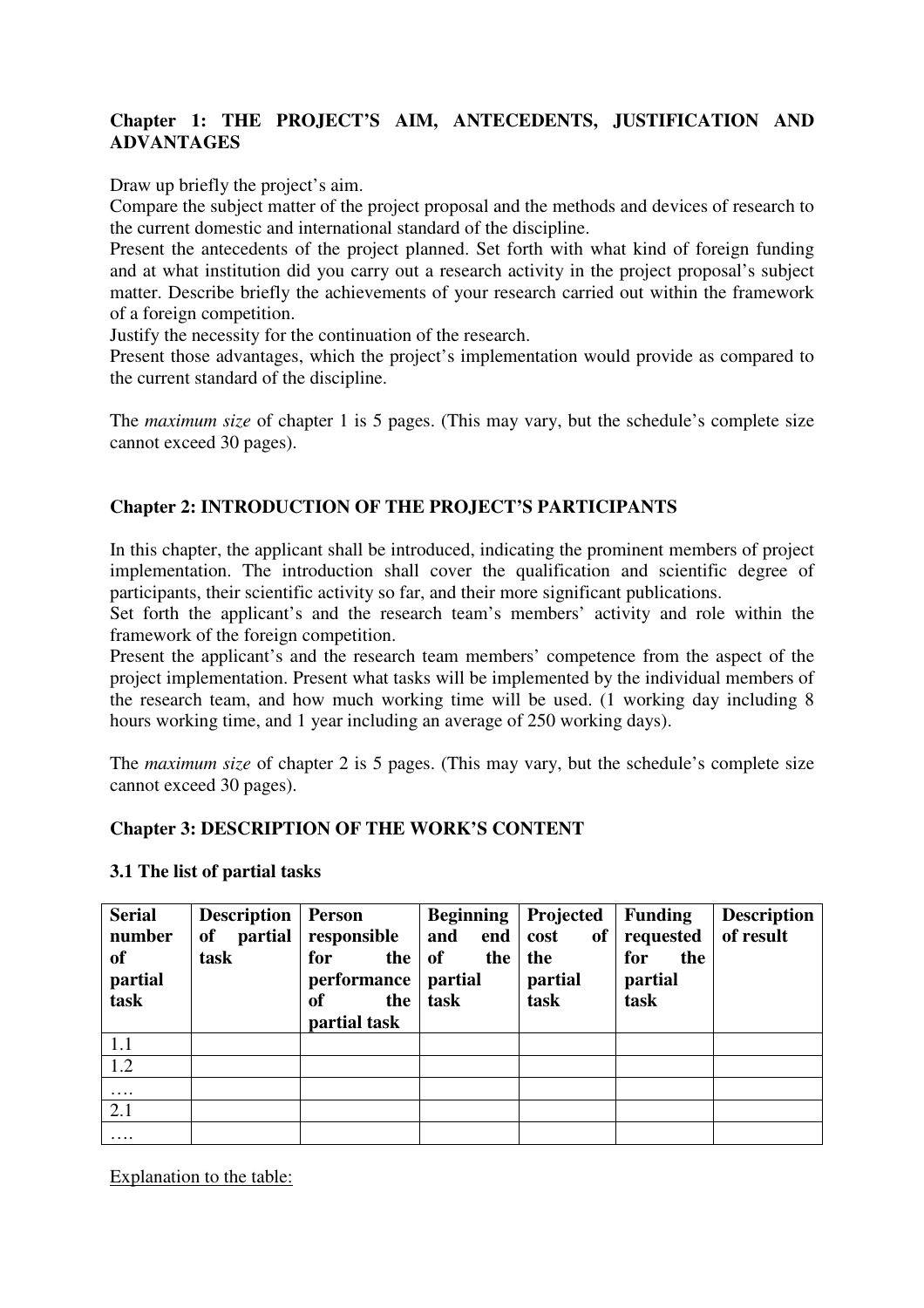## Chapter 1: THE PROJECT'S AIM, ANTECEDENTS, JUSTIFICATION AND ADVANTAGES

Draw up briefly the project's aim.
Compare the subject matter of the project proposal and the methods and devices of research to the current domestic and international standard of the discipline.
Present the antecedents of the project planned. Set forth with what kind of foreign funding and at what institution did you carry out a research activity in the project proposal's subject matter. Describe briefly the achievements of your research carried out within the framework of a foreign competition.
Justify the necessity for the continuation of the research.
Present those advantages, which the project's implementation would provide as compared to the current standard of the discipline.

The *maximum size* of chapter 1 is 5 pages. (This may vary, but the schedule's complete size cannot exceed 30 pages).

## Chapter 2: INTRODUCTION OF THE PROJECT'S PARTICIPANTS

In this chapter, the applicant shall be introduced, indicating the prominent members of project implementation. The introduction shall cover the qualification and scientific degree of participants, their scientific activity so far, and their more significant publications.
Set forth the applicant's and the research team's members' activity and role within the framework of the foreign competition.
Present the applicant's and the research team members' competence from the aspect of the project implementation. Present what tasks will be implemented by the individual members of the research team, and how much working time will be used. (1 working day including 8 hours working time, and 1 year including an average of 250 working days).

The *maximum size* of chapter 2 is 5 pages. (This may vary, but the schedule's complete size cannot exceed 30 pages).

## Chapter 3: DESCRIPTION OF THE WORK'S CONTENT

### 3.1 The list of partial tasks

| Serial number of partial task | Description of partial task | Person responsible for the performance of the partial task | Beginning and end of the partial task | Projected cost of the partial task | Funding requested for the partial task | Description of result |
|---|---|---|---|---|---|---|
| 1.1 | | | | | | |
| 1.2 | | | | | | |
| …. | | | | | | |
| 2.1 | | | | | | |
| …. | | | | | | |

Explanation to the table: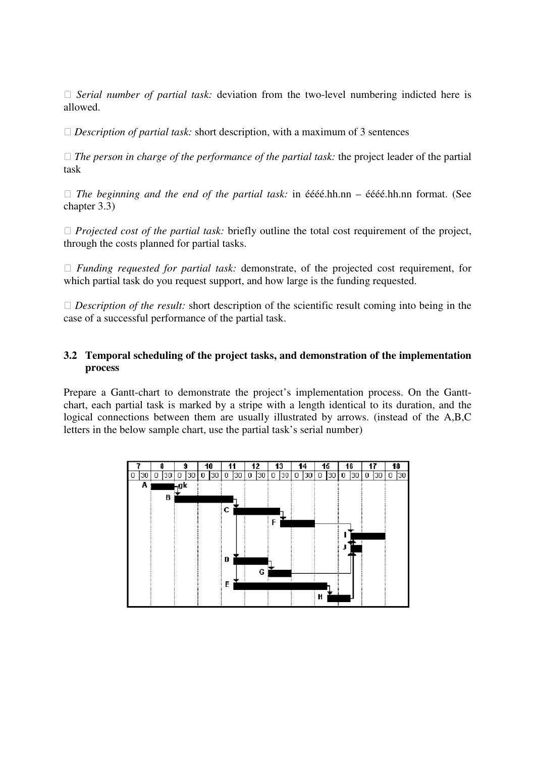- *Serial number of partial task:* deviation from the two-level numbering indicted here is allowed.

- *Description of partial task:* short description, with a maximum of 3 sentences

- *The person in charge of the performance of the partial task:* the project leader of the partial task

- *The beginning and the end of the partial task:* in éééé.hh.nn – éééé.hh.nn format. (See chapter 3.3)

- *Projected cost of the partial task:* briefly outline the total cost requirement of the project, through the costs planned for partial tasks.

- *Funding requested for partial task:* demonstrate, of the projected cost requirement, for which partial task do you request support, and how large is the funding requested.

- *Description of the result:* short description of the scientific result coming into being in the case of a successful performance of the partial task.

## 3.2 Temporal scheduling of the project tasks, and demonstration of the implementation process

Prepare a Gantt-chart to demonstrate the project's implementation process. On the Gantt-chart, each partial task is marked by a stripe with a length identical to its duration, and the logical connections between them are usually illustrated by arrows. (instead of the A,B,C letters in the below sample chart, use the partial task's serial number)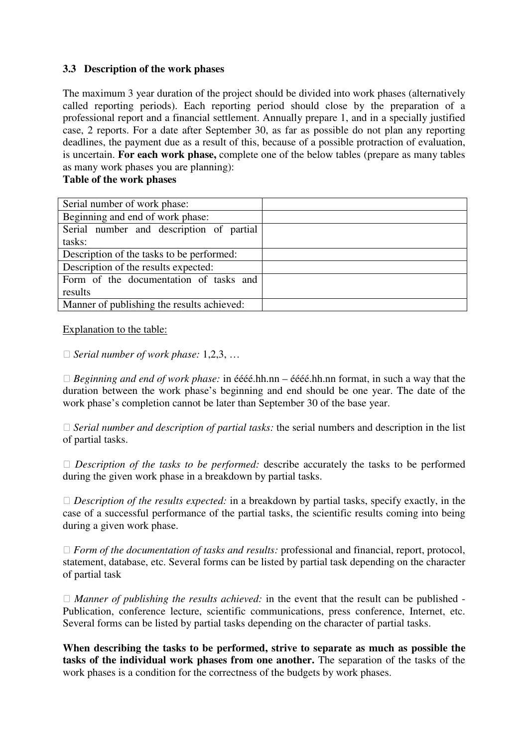### 3.3 Description of the work phases

The maximum 3 year duration of the project should be divided into work phases (alternatively called reporting periods). Each reporting period should close by the preparation of a professional report and a financial settlement. Annually prepare 1, and in a specially justified case, 2 reports. For a date after September 30, as far as possible do not plan any reporting deadlines, the payment due as a result of this, because of a possible protraction of evaluation, is uncertain. **For each work phase,** complete one of the below tables (prepare as many tables as many work phases you are planning):

**Table of the work phases**

| | |
|---|---|
| Serial number of work phase: | |
| Beginning and end of work phase: | |
| Serial number and description of partial tasks: | |
| Description of the tasks to be performed: | |
| Description of the results expected: | |
| Form of the documentation of tasks and results | |
| Manner of publishing the results achieved: | |

Explanation to the table:

-  *Serial number of work phase:* 1,2,3, …

-  *Beginning and end of work phase:* in éééé.hh.nn – éééé.hh.nn format, in such a way that the duration between the work phase's beginning and end should be one year. The date of the work phase's completion cannot be later than September 30 of the base year.

-  *Serial number and description of partial tasks:* the serial numbers and description in the list of partial tasks.

-  *Description of the tasks to be performed:* describe accurately the tasks to be performed during the given work phase in a breakdown by partial tasks.

-  *Description of the results expected:* in a breakdown by partial tasks, specify exactly, in the case of a successful performance of the partial tasks, the scientific results coming into being during a given work phase.

-  *Form of the documentation of tasks and results:* professional and financial, report, protocol, statement, database, etc. Several forms can be listed by partial task depending on the character of partial task

-  *Manner of publishing the results achieved:* in the event that the result can be published - Publication, conference lecture, scientific communications, press conference, Internet, etc. Several forms can be listed by partial tasks depending on the character of partial tasks.

**When describing the tasks to be performed, strive to separate as much as possible the tasks of the individual work phases from one another.** The separation of the tasks of the work phases is a condition for the correctness of the budgets by work phases.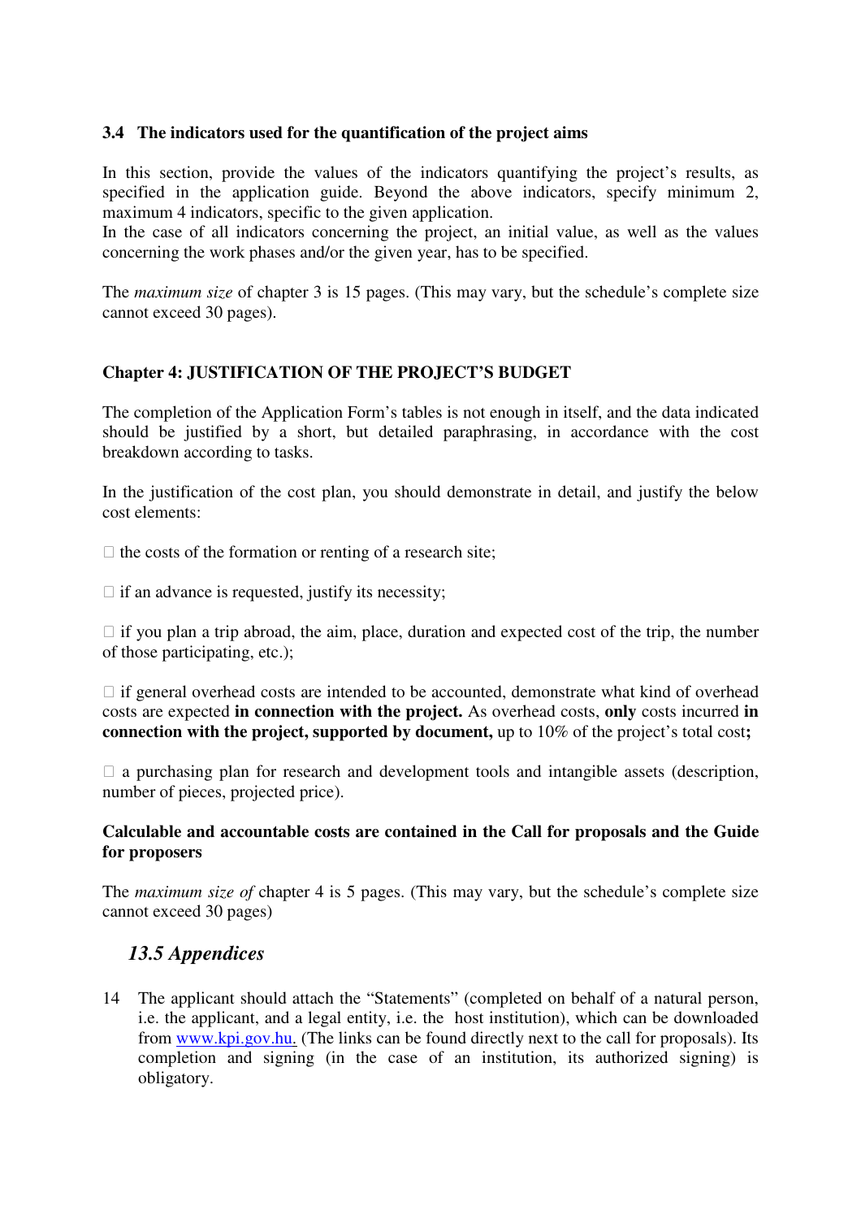### 3.4 The indicators used for the quantification of the project aims

In this section, provide the values of the indicators quantifying the project's results, as specified in the application guide. Beyond the above indicators, specify minimum 2, maximum 4 indicators, specific to the given application.
In the case of all indicators concerning the project, an initial value, as well as the values concerning the work phases and/or the given year, has to be specified.

The *maximum size* of chapter 3 is 15 pages. (This may vary, but the schedule's complete size cannot exceed 30 pages).

### Chapter 4: JUSTIFICATION OF THE PROJECT'S BUDGET

The completion of the Application Form's tables is not enough in itself, and the data indicated should be justified by a short, but detailed paraphrasing, in accordance with the cost breakdown according to tasks.

In the justification of the cost plan, you should demonstrate in detail, and justify the below cost elements:

- the costs of the formation or renting of a research site;
- if an advance is requested, justify its necessity;
- if you plan a trip abroad, the aim, place, duration and expected cost of the trip, the number of those participating, etc.);
- if general overhead costs are intended to be accounted, demonstrate what kind of overhead costs are expected **in connection with the project.** As overhead costs, **only** costs incurred **in connection with the project, supported by document,** up to 10% of the project's total cost**;**
- a purchasing plan for research and development tools and intangible assets (description, number of pieces, projected price).

**Calculable and accountable costs are contained in the Call for proposals and the Guide for proposers**

The *maximum size of* chapter 4 is 5 pages. (This may vary, but the schedule's complete size cannot exceed 30 pages)

## *13.5 Appendices*

14 The applicant should attach the "Statements" (completed on behalf of a natural person, i.e. the applicant, and a legal entity, i.e. the host institution), which can be downloaded from www.kpi.gov.hu. (The links can be found directly next to the call for proposals). Its completion and signing (in the case of an institution, its authorized signing) is obligatory.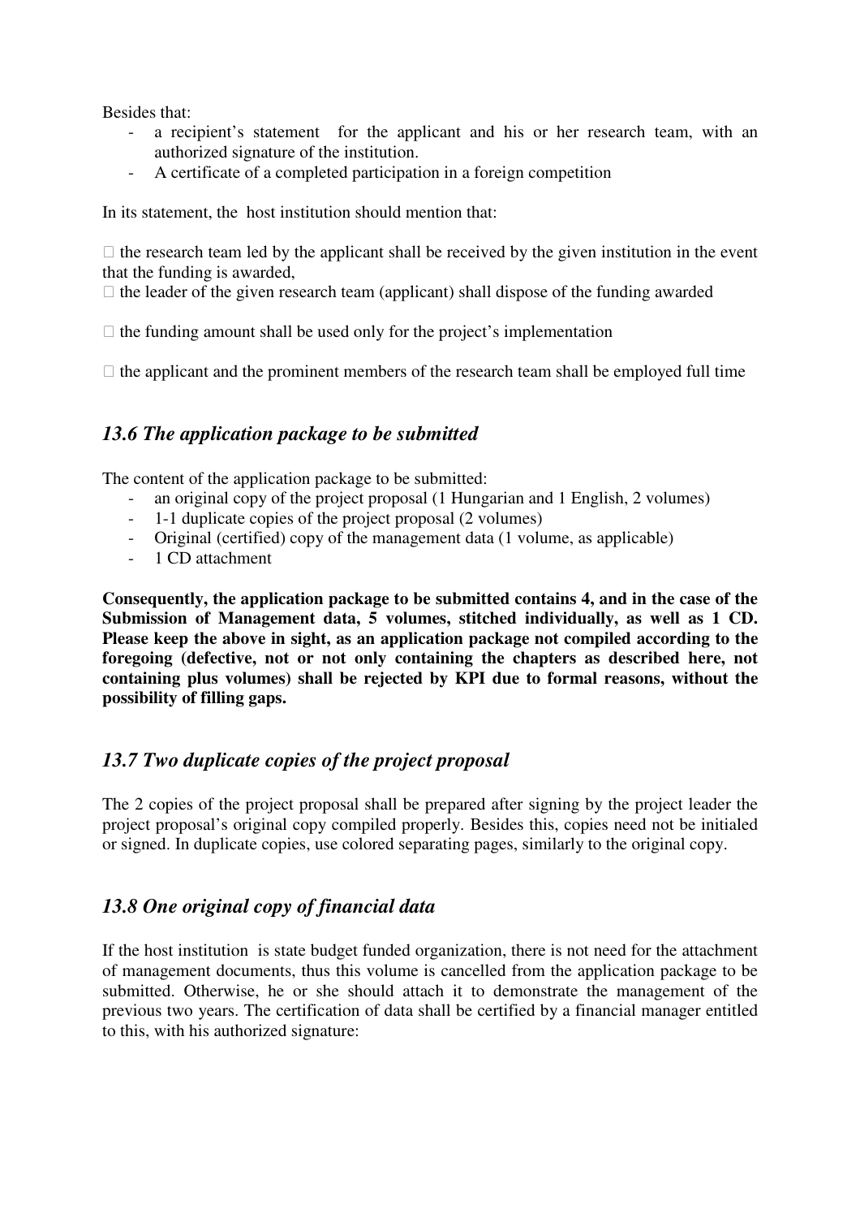Besides that:

- a recipient's statement for the applicant and his or her research team, with an authorized signature of the institution.
- A certificate of a completed participation in a foreign competition

In its statement, the host institution should mention that:

 the research team led by the applicant shall be received by the given institution in the event that the funding is awarded,

 the leader of the given research team (applicant) shall dispose of the funding awarded

 the funding amount shall be used only for the project's implementation

 the applicant and the prominent members of the research team shall be employed full time

## *13.6 The application package to be submitted*

The content of the application package to be submitted:

- an original copy of the project proposal (1 Hungarian and 1 English, 2 volumes)
- 1-1 duplicate copies of the project proposal (2 volumes)
- Original (certified) copy of the management data (1 volume, as applicable)
- 1 CD attachment

**Consequently, the application package to be submitted contains 4, and in the case of the Submission of Management data, 5 volumes, stitched individually, as well as 1 CD. Please keep the above in sight, as an application package not compiled according to the foregoing (defective, not or not only containing the chapters as described here, not containing plus volumes) shall be rejected by KPI due to formal reasons, without the possibility of filling gaps.**

## *13.7 Two duplicate copies of the project proposal*

The 2 copies of the project proposal shall be prepared after signing by the project leader the project proposal's original copy compiled properly. Besides this, copies need not be initialed or signed. In duplicate copies, use colored separating pages, similarly to the original copy.

## *13.8 One original copy of financial data*

If the host institution is state budget funded organization, there is not need for the attachment of management documents, thus this volume is cancelled from the application package to be submitted. Otherwise, he or she should attach it to demonstrate the management of the previous two years. The certification of data shall be certified by a financial manager entitled to this, with his authorized signature: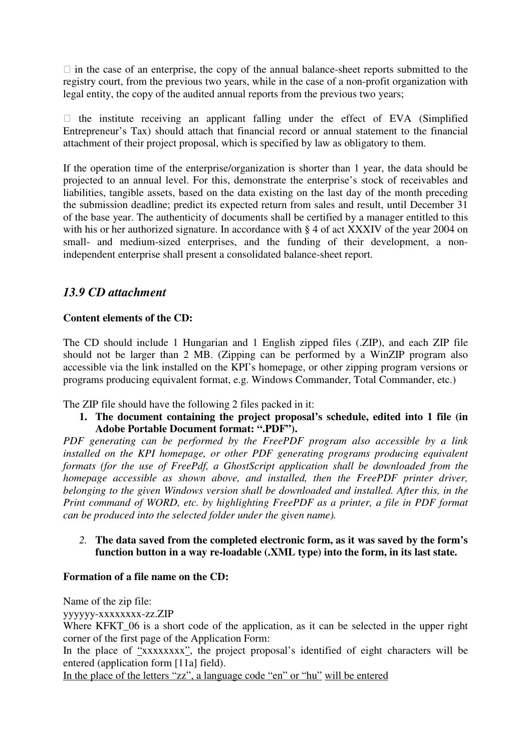-  in the case of an enterprise, the copy of the annual balance-sheet reports submitted to the registry court, from the previous two years, while in the case of a non-profit organization with legal entity, the copy of the audited annual reports from the previous two years;

-  the institute receiving an applicant falling under the effect of EVA (Simplified Entrepreneur's Tax) should attach that financial record or annual statement to the financial attachment of their project proposal, which is specified by law as obligatory to them.

If the operation time of the enterprise/organization is shorter than 1 year, the data should be projected to an annual level. For this, demonstrate the enterprise's stock of receivables and liabilities, tangible assets, based on the data existing on the last day of the month preceding the submission deadline; predict its expected return from sales and result, until December 31 of the base year. The authenticity of documents shall be certified by a manager entitled to this with his or her authorized signature. In accordance with § 4 of act XXXIV of the year 2004 on small- and medium-sized enterprises, and the funding of their development, a non-independent enterprise shall present a consolidated balance-sheet report.

## *13.9 CD attachment*

**Content elements of the CD:**

The CD should include 1 Hungarian and 1 English zipped files (.ZIP), and each ZIP file should not be larger than 2 MB. (Zipping can be performed by a WinZIP program also accessible via the link installed on the KPI's homepage, or other zipping program versions or programs producing equivalent format, e.g. Windows Commander, Total Commander, etc.)

The ZIP file should have the following 2 files packed in it:

1. **The document containing the project proposal's schedule, edited into 1 file (in Adobe Portable Document format: ".PDF").**

*PDF generating can be performed by the FreePDF program also accessible by a link installed on the KPI homepage, or other PDF generating programs producing equivalent formats (for the use of FreePdf, a GhostScript application shall be downloaded from the homepage accessible as shown above, and installed, then the FreePDF printer driver, belonging to the given Windows version shall be downloaded and installed. After this, in the Print command of WORD, etc. by highlighting FreePDF as a printer, a file in PDF format can be produced into the selected folder under the given name).*

2. **The data saved from the completed electronic form, as it was saved by the form's function button in a way re-loadable (.XML type) into the form, in its last state.**

**Formation of a file name on the CD:**

Name of the zip file:
yyyyyy-xxxxxxxx-zz.ZIP
Where KFKT_06 is a short code of the application, as it can be selected in the upper right corner of the first page of the Application Form:
In the place of "xxxxxxxx", the project proposal's identified of eight characters will be entered (application form [11a] field).
In the place of the letters "zz", a language code "en" or "hu" will be entered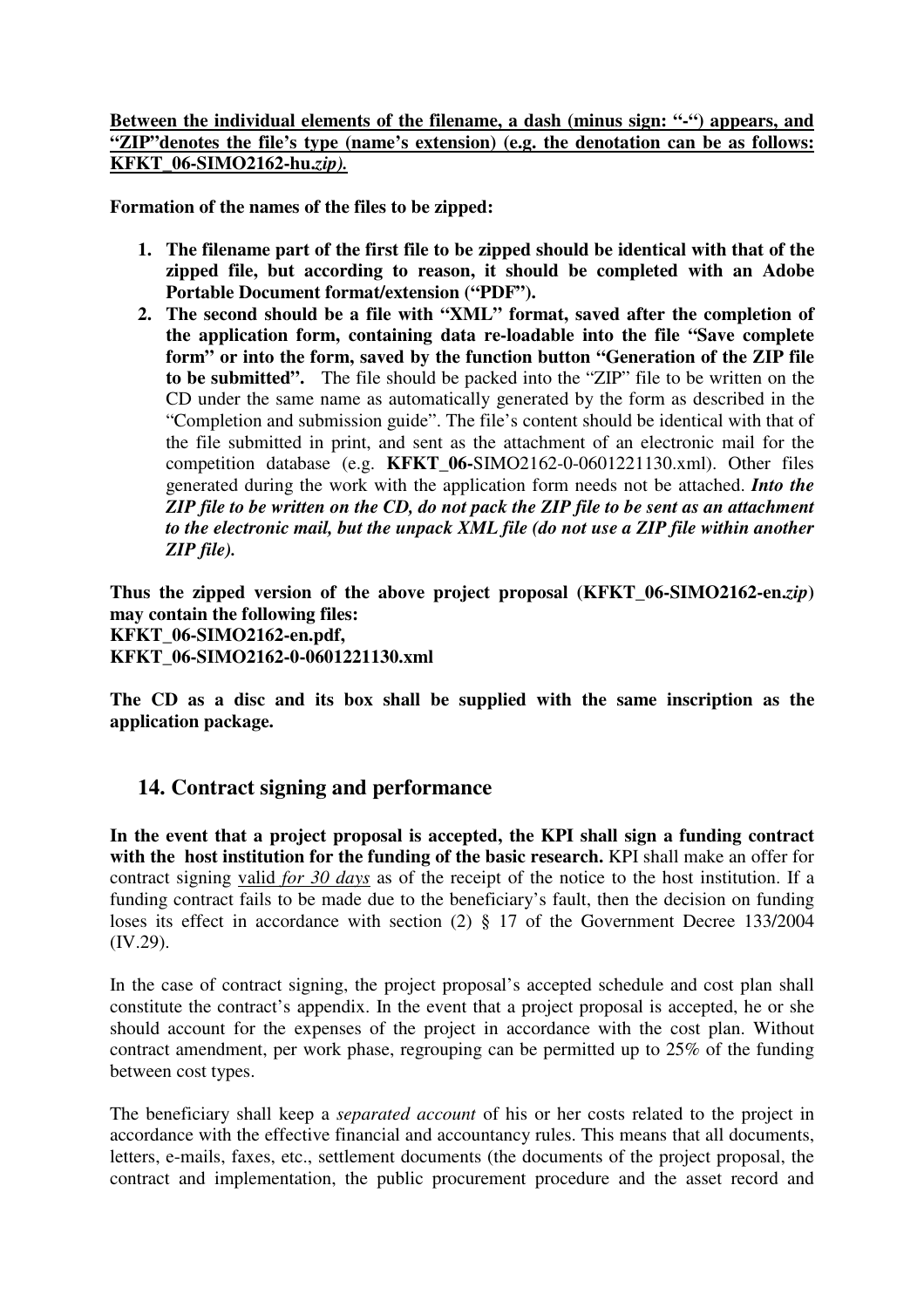**Between the individual elements of the filename, a dash (minus sign: "-") appears, and "ZIP"denotes the file's type (name's extension) (e.g. the denotation can be as follows: KFKT_06-SIMO2162-hu.*zip*).**

**Formation of the names of the files to be zipped:**

1. **The filename part of the first file to be zipped should be identical with that of the zipped file, but according to reason, it should be completed with an Adobe Portable Document format/extension ("PDF").**
2. **The second should be a file with "XML" format, saved after the completion of the application form, containing data re-loadable into the file "Save complete form" or into the form, saved by the function button "Generation of the ZIP file to be submitted".** The file should be packed into the "ZIP" file to be written on the CD under the same name as automatically generated by the form as described in the "Completion and submission guide". The file's content should be identical with that of the file submitted in print, and sent as the attachment of an electronic mail for the competition database (e.g. **KFKT_06-**SIMO2162-0-0601221130.xml). Other files generated during the work with the application form needs not be attached. ***Into the ZIP file to be written on the CD, do not pack the ZIP file to be sent as an attachment to the electronic mail, but the unpack XML file (do not use a ZIP file within another ZIP file).***

**Thus the zipped version of the above project proposal (KFKT_06-SIMO2162-en.*zip*) may contain the following files:**
**KFKT_06-SIMO2162-en.pdf,**
**KFKT_06-SIMO2162-0-0601221130.xml**

**The CD as a disc and its box shall be supplied with the same inscription as the application package.**

## 14. Contract signing and performance

**In the event that a project proposal is accepted, the KPI shall sign a funding contract with the host institution for the funding of the basic research.** KPI shall make an offer for contract signing valid *for 30 days* as of the receipt of the notice to the host institution. If a funding contract fails to be made due to the beneficiary's fault, then the decision on funding loses its effect in accordance with section (2) § 17 of the Government Decree 133/2004 (IV.29).

In the case of contract signing, the project proposal's accepted schedule and cost plan shall constitute the contract's appendix. In the event that a project proposal is accepted, he or she should account for the expenses of the project in accordance with the cost plan. Without contract amendment, per work phase, regrouping can be permitted up to 25% of the funding between cost types.

The beneficiary shall keep a *separated account* of his or her costs related to the project in accordance with the effective financial and accountancy rules. This means that all documents, letters, e-mails, faxes, etc., settlement documents (the documents of the project proposal, the contract and implementation, the public procurement procedure and the asset record and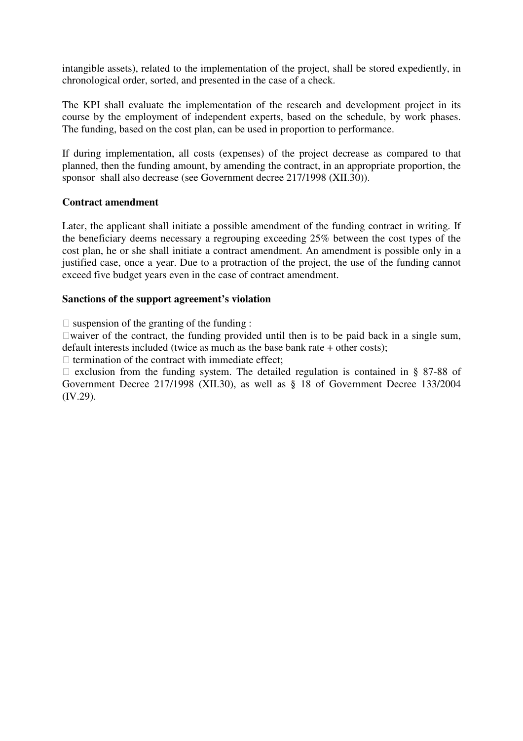intangible assets), related to the implementation of the project, shall be stored expediently, in chronological order, sorted, and presented in the case of a check.

The KPI shall evaluate the implementation of the research and development project in its course by the employment of independent experts, based on the schedule, by work phases. The funding, based on the cost plan, can be used in proportion to performance.

If during implementation, all costs (expenses) of the project decrease as compared to that planned, then the funding amount, by amending the contract, in an appropriate proportion, the sponsor shall also decrease (see Government decree 217/1998 (XII.30)).

**Contract amendment**

Later, the applicant shall initiate a possible amendment of the funding contract in writing. If the beneficiary deems necessary a regrouping exceeding 25% between the cost types of the cost plan, he or she shall initiate a contract amendment. An amendment is possible only in a justified case, once a year. Due to a protraction of the project, the use of the funding cannot exceed five budget years even in the case of contract amendment.

**Sanctions of the support agreement's violation**

- suspension of the granting of the funding :
- waiver of the contract, the funding provided until then is to be paid back in a single sum, default interests included (twice as much as the base bank rate + other costs);
- termination of the contract with immediate effect;
- exclusion from the funding system. The detailed regulation is contained in § 87-88 of Government Decree 217/1998 (XII.30), as well as § 18 of Government Decree 133/2004 (IV.29).